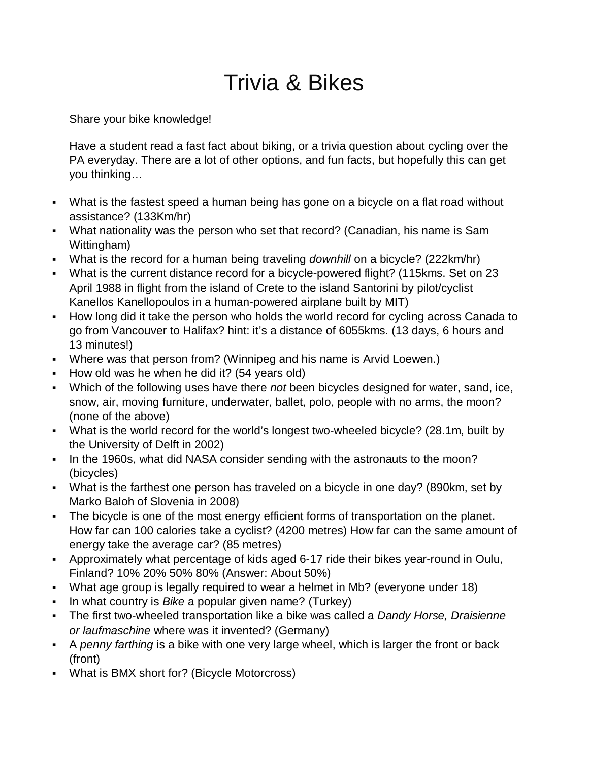# Trivia & Bikes

Share your bike knowledge!

Have a student read a fast fact about biking, or a trivia question about cycling over the PA everyday. There are a lot of other options, and fun facts, but hopefully this can get you thinking…

- What is the fastest speed a human being has gone on a bicycle on a flat road without assistance? (133Km/hr)
- What nationality was the person who set that record? (Canadian, his name is Sam Wittingham)
- What is the record for a human being traveling *downhill* on a bicycle? (222km/hr)
- What is the current distance record for a bicycle-powered flight? (115kms. Set on 23 April 1988 in flight from the island of Crete to the island Santorini by pilot/cyclist Kanellos Kanellopoulos in a human-powered airplane built by MIT)
- How long did it take the person who holds the world record for cycling across Canada to go from Vancouver to Halifax? hint: it's a distance of 6055kms. (13 days, 6 hours and 13 minutes!)
- Where was that person from? (Winnipeg and his name is Arvid Loewen.)
- How old was he when he did it? (54 years old)
- Which of the following uses have there *not* been bicycles designed for water, sand, ice, snow, air, moving furniture, underwater, ballet, polo, people with no arms, the moon? (none of the above)
- What is the world record for the world's longest two-wheeled bicycle? (28.1m, built by the University of Delft in 2002)
- In the 1960s, what did NASA consider sending with the astronauts to the moon? (bicycles)
- What is the farthest one person has traveled on a bicycle in one day? (890km, set by Marko Baloh of Slovenia in 2008)
- The bicycle is one of the most energy efficient forms of transportation on the planet. How far can 100 calories take a cyclist? (4200 metres) How far can the same amount of energy take the average car? (85 metres)
- Approximately what percentage of kids aged 6-17 ride their bikes year-round in Oulu, Finland? 10% 20% 50% 80% (Answer: About 50%)
- What age group is legally required to wear a helmet in Mb? (everyone under 18)
- In what country is *Bike* a popular given name? (Turkey)
- The first two-wheeled transportation like a bike was called a *Dandy Horse, Draisienne or laufmaschine* where was it invented? (Germany)
- A *penny farthing* is a bike with one very large wheel, which is larger the front or back (front)
- What is BMX short for? (Bicycle Motorcross)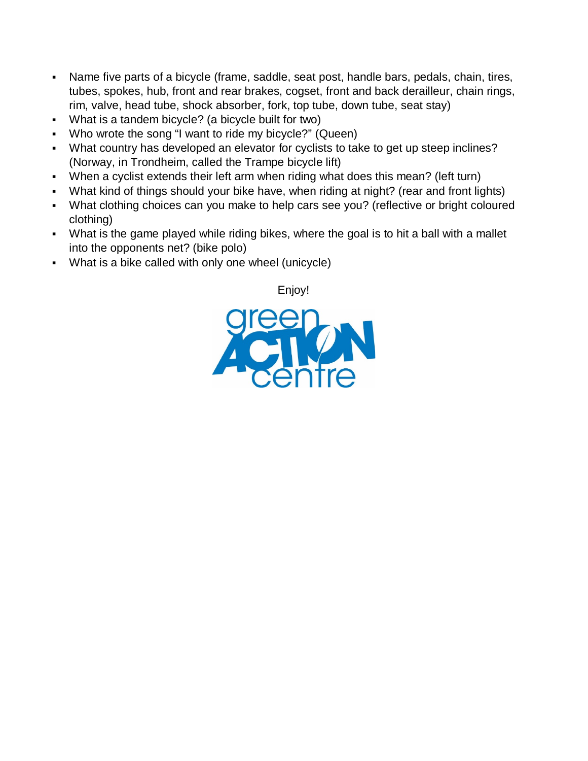- Name five parts of a bicycle (frame, saddle, seat post, handle bars, pedals, chain, tires, tubes, spokes, hub, front and rear brakes, cogset, front and back derailleur, chain rings, rim, valve, head tube, shock absorber, fork, top tube, down tube, seat stay)
- What is a tandem bicycle? (a bicycle built for two)
- Who wrote the song "I want to ride my bicycle?" (Queen)
- What country has developed an elevator for cyclists to take to get up steep inclines? (Norway, in Trondheim, called the Trampe bicycle lift)
- When a cyclist extends their left arm when riding what does this mean? (left turn)
- What kind of things should your bike have, when riding at night? (rear and front lights)
- What clothing choices can you make to help cars see you? (reflective or bright coloured clothing)
- What is the game played while riding bikes, where the goal is to hit a ball with a mallet into the opponents net? (bike polo)
- What is a bike called with only one wheel (unicycle)

Enjoy!

green ACTION centre